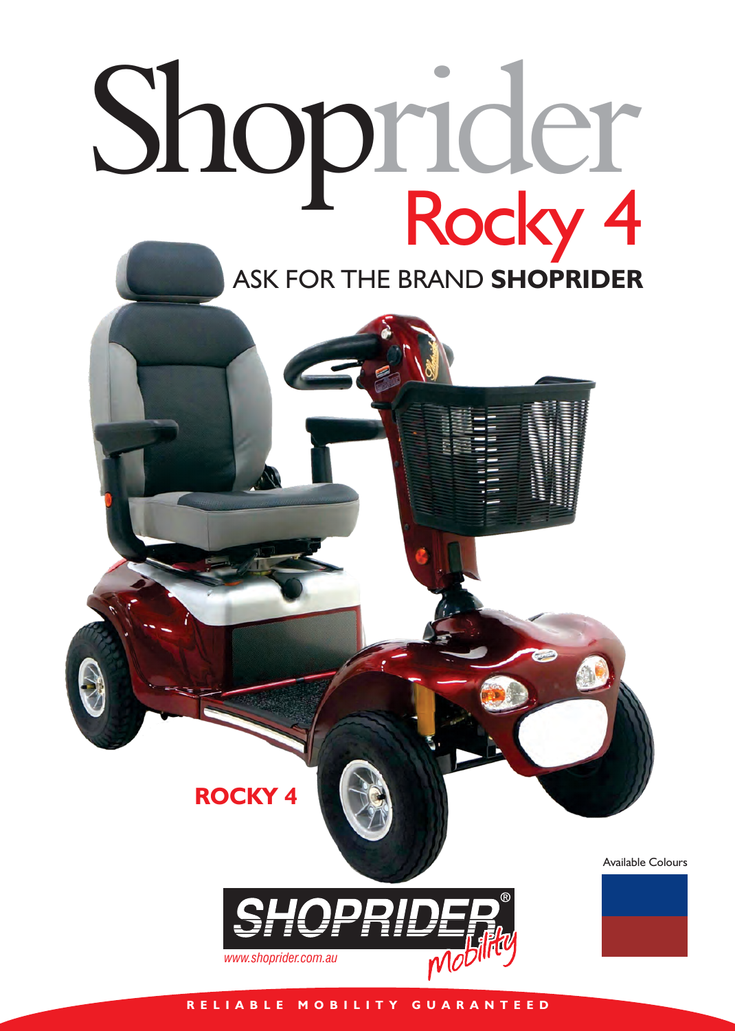# Shoprider

## Rocky 4

ASK FOR THE BRAND **SHOPRIDER**

**ROCKY 4**

Available Colours

SHOPRIDER® mobility

www.shoprider.com.au

RELIABLE MOBILITY GUARANTEED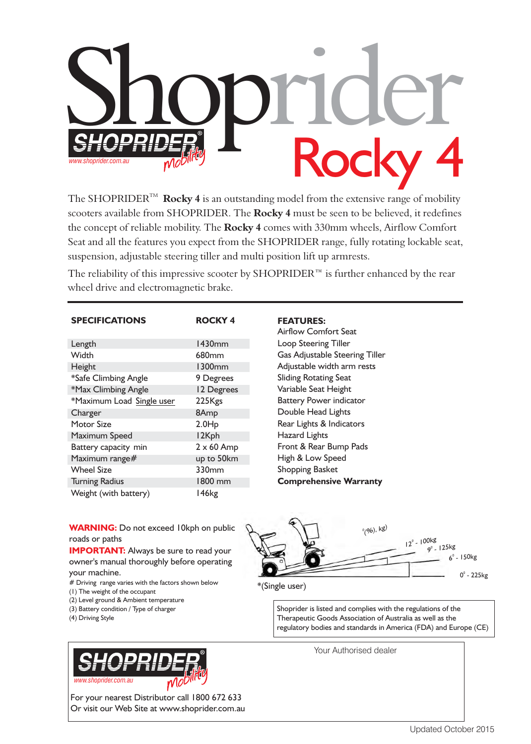# Shoprider Rocky 4

SHOPRIDER® mobility
www.shoprider.com.au

The SHOPRIDER™ **Rocky 4** is an outstanding model from the extensive range of mobility scooters available from SHOPRIDER. The **Rocky 4** must be seen to be believed, it redefines the concept of reliable mobility. The **Rocky 4** comes with 330mm wheels, Airflow Comfort Seat and all the features you expect from the SHOPRIDER range, fully rotating lockable seat, suspension, adjustable steering tiller and multi position lift up armrests.

The reliability of this impressive scooter by SHOPRIDER™ is further enhanced by the rear wheel drive and electromagnetic brake.

| SPECIFICATIONS | ROCKY 4 |
|---|---|
| Length | 1430mm |
| Width | 680mm |
| Height | 1300mm |
| *Safe Climbing Angle | 9 Degrees |
| *Max Climbing Angle | 12 Degrees |
| *Maximum Load Single user | 225Kgs |
| Charger | 8Amp |
| Motor Size | 2.0Hp |
| Maximum Speed | 12Kph |
| Battery capacity min | 2 x 60 Amp |
| Maximum range# | up to 50km |
| Wheel Size | 330mm |
| Turning Radius | 1800 mm |
| Weight (with battery) | 146kg |

**FEATURES:**

Airflow Comfort Seat
Loop Steering Tiller
Gas Adjustable Steering Tiller
Adjustable width arm rests
Sliding Rotating Seat
Variable Seat Height
Battery Power indicator
Double Head Lights
Rear Lights & Indicators
Hazard Lights
Front & Rear Bump Pads
High & Low Speed
Shopping Basket
**Comprehensive Warranty**

**WARNING:** Do not exceed 10kph on public roads or paths
**IMPORTANT:** Always be sure to read your owner's manual thoroughly before operating your machine.

# Driving range varies with the factors shown below
(1) The weight of the occupant
(2) Level ground & Ambient temperature
(3) Battery condition / Type of charger
(4) Driving Style

°(%), kg)
12° - 100kg
9° - 125kg
6° - 150kg
0° - 225kg

*(Single user)

Shoprider is listed and complies with the regulations of the Therapeutic Goods Association of Australia as well as the regulatory bodies and standards in America (FDA) and Europe (CE)

SHOPRIDER® mobility
www.shoprider.com.au

For your nearest Distributor call 1800 672 633
Or visit our Web Site at www.shoprider.com.au

Your Authorised dealer

Updated October 2015